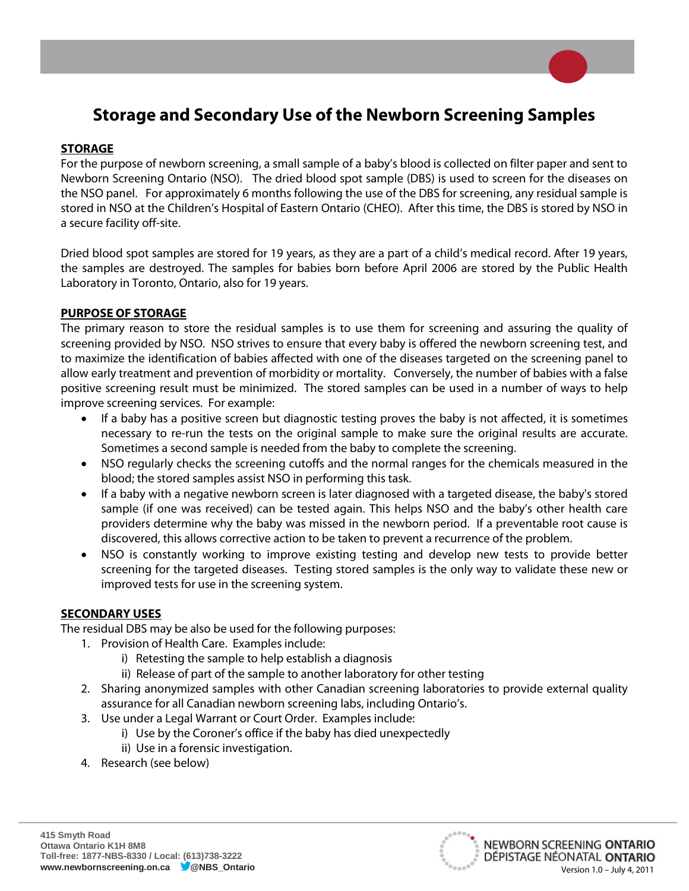# Storage and Secondary Use of the Newborn Screening Samples

## STORAGE

For the purpose of newborn screening, a small sample of a baby's blood is collected on filter paper and sent to Newborn Screening Ontario (NSO). The dried blood spot sample (DBS) is used to screen for the diseases on the NSO panel. For approximately 6 months following the use of the DBS for screening, any residual sample is stored in NSO at the Children's Hospital of Eastern Ontario (CHEO). After this time, the DBS is stored by NSO in a secure facility off-site.

Dried blood spot samples are stored for 19 years, as they are a part of a child's medical record. After 19 years, the samples are destroyed. The samples for babies born before April 2006 are stored by the Public Health Laboratory in Toronto, Ontario, also for 19 years.

## PURPOSE OF STORAGE

The primary reason to store the residual samples is to use them for screening and assuring the quality of screening provided by NSO. NSO strives to ensure that every baby is offered the newborn screening test, and to maximize the identification of babies affected with one of the diseases targeted on the screening panel to allow early treatment and prevention of morbidity or mortality. Conversely, the number of babies with a false positive screening result must be minimized. The stored samples can be used in a number of ways to help improve screening services. For example:

- If a baby has a positive screen but diagnostic testing proves the baby is not affected, it is sometimes necessary to re-run the tests on the original sample to make sure the original results are accurate. Sometimes a second sample is needed from the baby to complete the screening.
- NSO regularly checks the screening cutoffs and the normal ranges for the chemicals measured in the blood; the stored samples assist NSO in performing this task.
- If a baby with a negative newborn screen is later diagnosed with a targeted disease, the baby's stored sample (if one was received) can be tested again. This helps NSO and the baby's other health care providers determine why the baby was missed in the newborn period. If a preventable root cause is discovered, this allows corrective action to be taken to prevent a recurrence of the problem.
- NSO is constantly working to improve existing testing and develop new tests to provide better screening for the targeted diseases. Testing stored samples is the only way to validate these new or improved tests for use in the screening system.

## SECONDARY USES

The residual DBS may be also be used for the following purposes:

1. Provision of Health Care. Examples include:
   i) Retesting the sample to help establish a diagnosis
   ii) Release of part of the sample to another laboratory for other testing
2. Sharing anonymized samples with other Canadian screening laboratories to provide external quality assurance for all Canadian newborn screening labs, including Ontario's.
3. Use under a Legal Warrant or Court Order. Examples include:
   i) Use by the Coroner's office if the baby has died unexpectedly
   ii) Use in a forensic investigation.
4. Research (see below)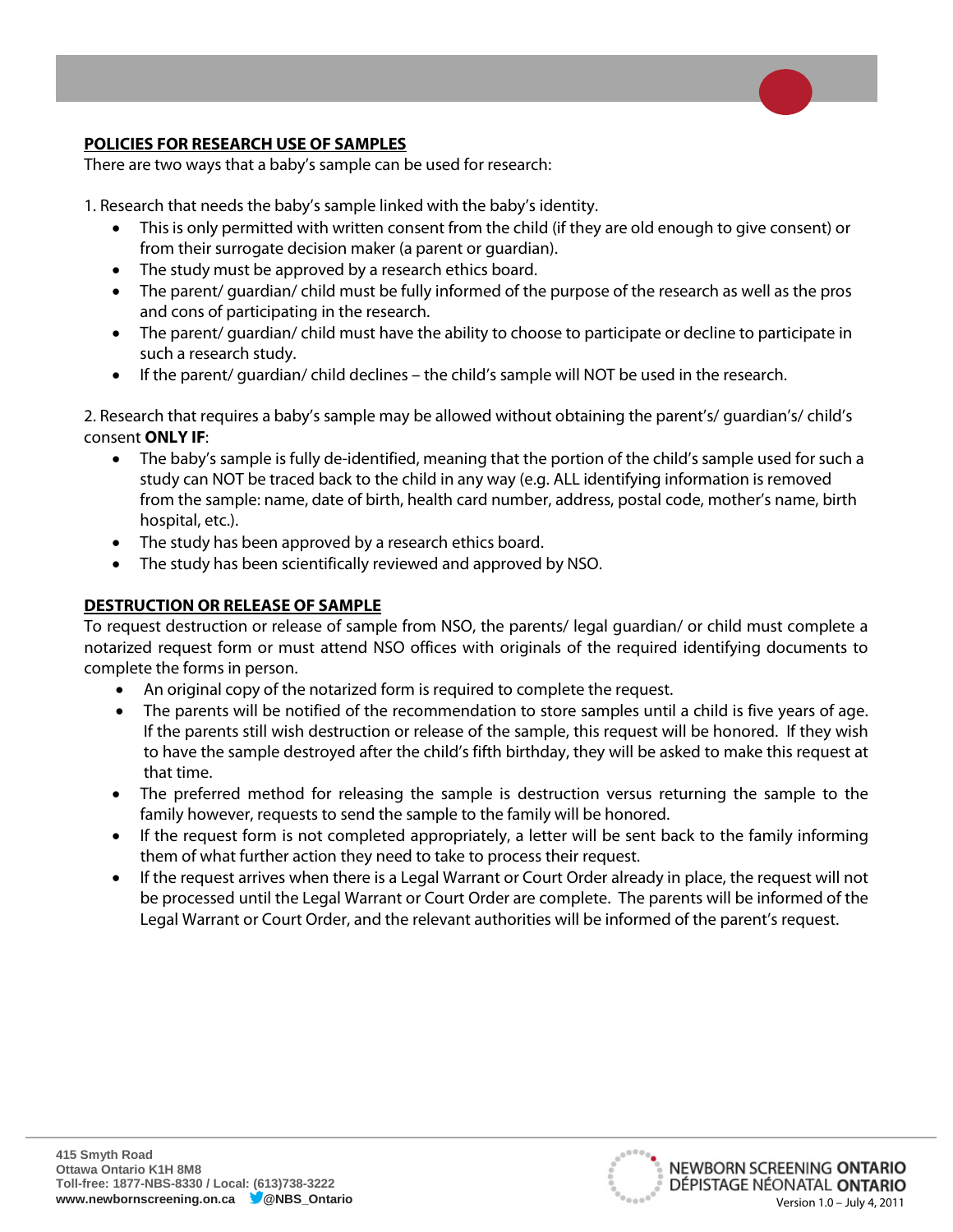## POLICIES FOR RESEARCH USE OF SAMPLES

There are two ways that a baby's sample can be used for research:

1. Research that needs the baby's sample linked with the baby's identity.
   - This is only permitted with written consent from the child (if they are old enough to give consent) or from their surrogate decision maker (a parent or guardian).
   - The study must be approved by a research ethics board.
   - The parent/ guardian/ child must be fully informed of the purpose of the research as well as the pros and cons of participating in the research.
   - The parent/ guardian/ child must have the ability to choose to participate or decline to participate in such a research study.
   - If the parent/ guardian/ child declines – the child's sample will NOT be used in the research.

2. Research that requires a baby's sample may be allowed without obtaining the parent's/ guardian's/ child's consent **ONLY IF**:
   - The baby's sample is fully de-identified, meaning that the portion of the child's sample used for such a study can NOT be traced back to the child in any way (e.g. ALL identifying information is removed from the sample: name, date of birth, health card number, address, postal code, mother's name, birth hospital, etc.).
   - The study has been approved by a research ethics board.
   - The study has been scientifically reviewed and approved by NSO.

## DESTRUCTION OR RELEASE OF SAMPLE

To request destruction or release of sample from NSO, the parents/ legal guardian/ or child must complete a notarized request form or must attend NSO offices with originals of the required identifying documents to complete the forms in person.

- An original copy of the notarized form is required to complete the request.
- The parents will be notified of the recommendation to store samples until a child is five years of age. If the parents still wish destruction or release of the sample, this request will be honored. If they wish to have the sample destroyed after the child's fifth birthday, they will be asked to make this request at that time.
- The preferred method for releasing the sample is destruction versus returning the sample to the family however, requests to send the sample to the family will be honored.
- If the request form is not completed appropriately, a letter will be sent back to the family informing them of what further action they need to take to process their request.
- If the request arrives when there is a Legal Warrant or Court Order already in place, the request will not be processed until the Legal Warrant or Court Order are complete. The parents will be informed of the Legal Warrant or Court Order, and the relevant authorities will be informed of the parent's request.